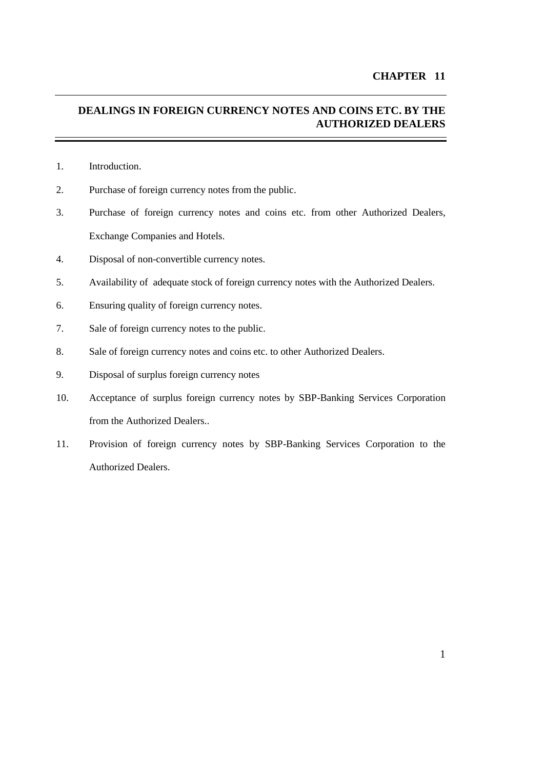**CHAPTER 11**

---

# DEALINGS IN FOREIGN CURRENCY NOTES AND COINS ETC. BY THE AUTHORIZED DEALERS

---

1. Introduction.
2. Purchase of foreign currency notes from the public.
3. Purchase of foreign currency notes and coins etc. from other Authorized Dealers, Exchange Companies and Hotels.
4. Disposal of non-convertible currency notes.
5. Availability of adequate stock of foreign currency notes with the Authorized Dealers.
6. Ensuring quality of foreign currency notes.
7. Sale of foreign currency notes to the public.
8. Sale of foreign currency notes and coins etc. to other Authorized Dealers.
9. Disposal of surplus foreign currency notes
10. Acceptance of surplus foreign currency notes by SBP-Banking Services Corporation from the Authorized Dealers..
11. Provision of foreign currency notes by SBP-Banking Services Corporation to the Authorized Dealers.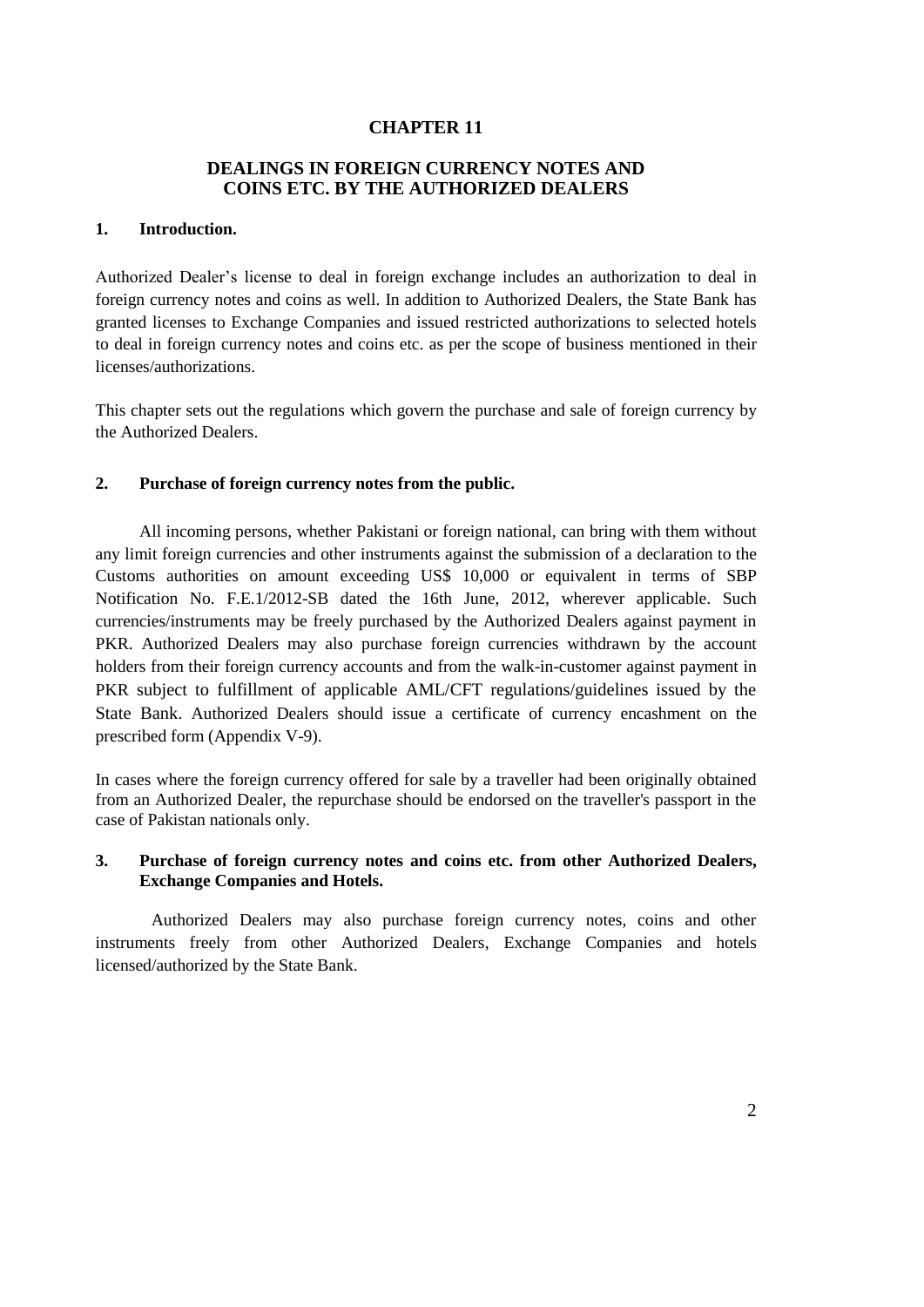# CHAPTER 11

## DEALINGS IN FOREIGN CURRENCY NOTES AND COINS ETC. BY THE AUTHORIZED DEALERS

### 1. Introduction.

Authorized Dealer's license to deal in foreign exchange includes an authorization to deal in foreign currency notes and coins as well. In addition to Authorized Dealers, the State Bank has granted licenses to Exchange Companies and issued restricted authorizations to selected hotels to deal in foreign currency notes and coins etc. as per the scope of business mentioned in their licenses/authorizations.

This chapter sets out the regulations which govern the purchase and sale of foreign currency by the Authorized Dealers.

### 2. Purchase of foreign currency notes from the public.

All incoming persons, whether Pakistani or foreign national, can bring with them without any limit foreign currencies and other instruments against the submission of a declaration to the Customs authorities on amount exceeding US$ 10,000 or equivalent in terms of SBP Notification No. F.E.1/2012-SB dated the 16th June, 2012, wherever applicable. Such currencies/instruments may be freely purchased by the Authorized Dealers against payment in PKR. Authorized Dealers may also purchase foreign currencies withdrawn by the account holders from their foreign currency accounts and from the walk-in-customer against payment in PKR subject to fulfillment of applicable AML/CFT regulations/guidelines issued by the State Bank. Authorized Dealers should issue a certificate of currency encashment on the prescribed form (Appendix V-9).

In cases where the foreign currency offered for sale by a traveller had been originally obtained from an Authorized Dealer, the repurchase should be endorsed on the traveller's passport in the case of Pakistan nationals only.

### 3. Purchase of foreign currency notes and coins etc. from other Authorized Dealers, Exchange Companies and Hotels.

Authorized Dealers may also purchase foreign currency notes, coins and other instruments freely from other Authorized Dealers, Exchange Companies and hotels licensed/authorized by the State Bank.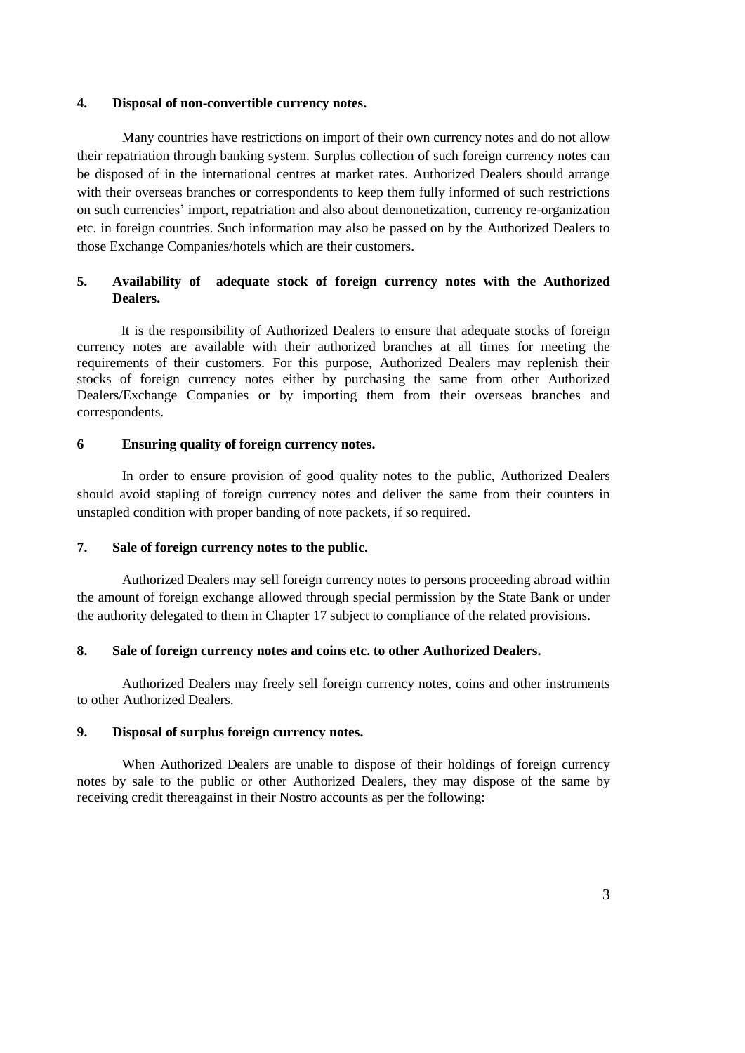**4. Disposal of non-convertible currency notes.**

Many countries have restrictions on import of their own currency notes and do not allow their repatriation through banking system. Surplus collection of such foreign currency notes can be disposed of in the international centres at market rates. Authorized Dealers should arrange with their overseas branches or correspondents to keep them fully informed of such restrictions on such currencies' import, repatriation and also about demonetization, currency re-organization etc. in foreign countries. Such information may also be passed on by the Authorized Dealers to those Exchange Companies/hotels which are their customers.

**5. Availability of adequate stock of foreign currency notes with the Authorized Dealers.**

It is the responsibility of Authorized Dealers to ensure that adequate stocks of foreign currency notes are available with their authorized branches at all times for meeting the requirements of their customers. For this purpose, Authorized Dealers may replenish their stocks of foreign currency notes either by purchasing the same from other Authorized Dealers/Exchange Companies or by importing them from their overseas branches and correspondents.

**6 Ensuring quality of foreign currency notes.**

In order to ensure provision of good quality notes to the public, Authorized Dealers should avoid stapling of foreign currency notes and deliver the same from their counters in unstapled condition with proper banding of note packets, if so required.

**7. Sale of foreign currency notes to the public.**

Authorized Dealers may sell foreign currency notes to persons proceeding abroad within the amount of foreign exchange allowed through special permission by the State Bank or under the authority delegated to them in Chapter 17 subject to compliance of the related provisions.

**8. Sale of foreign currency notes and coins etc. to other Authorized Dealers.**

Authorized Dealers may freely sell foreign currency notes, coins and other instruments to other Authorized Dealers.

**9. Disposal of surplus foreign currency notes.**

When Authorized Dealers are unable to dispose of their holdings of foreign currency notes by sale to the public or other Authorized Dealers, they may dispose of the same by receiving credit thereagainst in their Nostro accounts as per the following: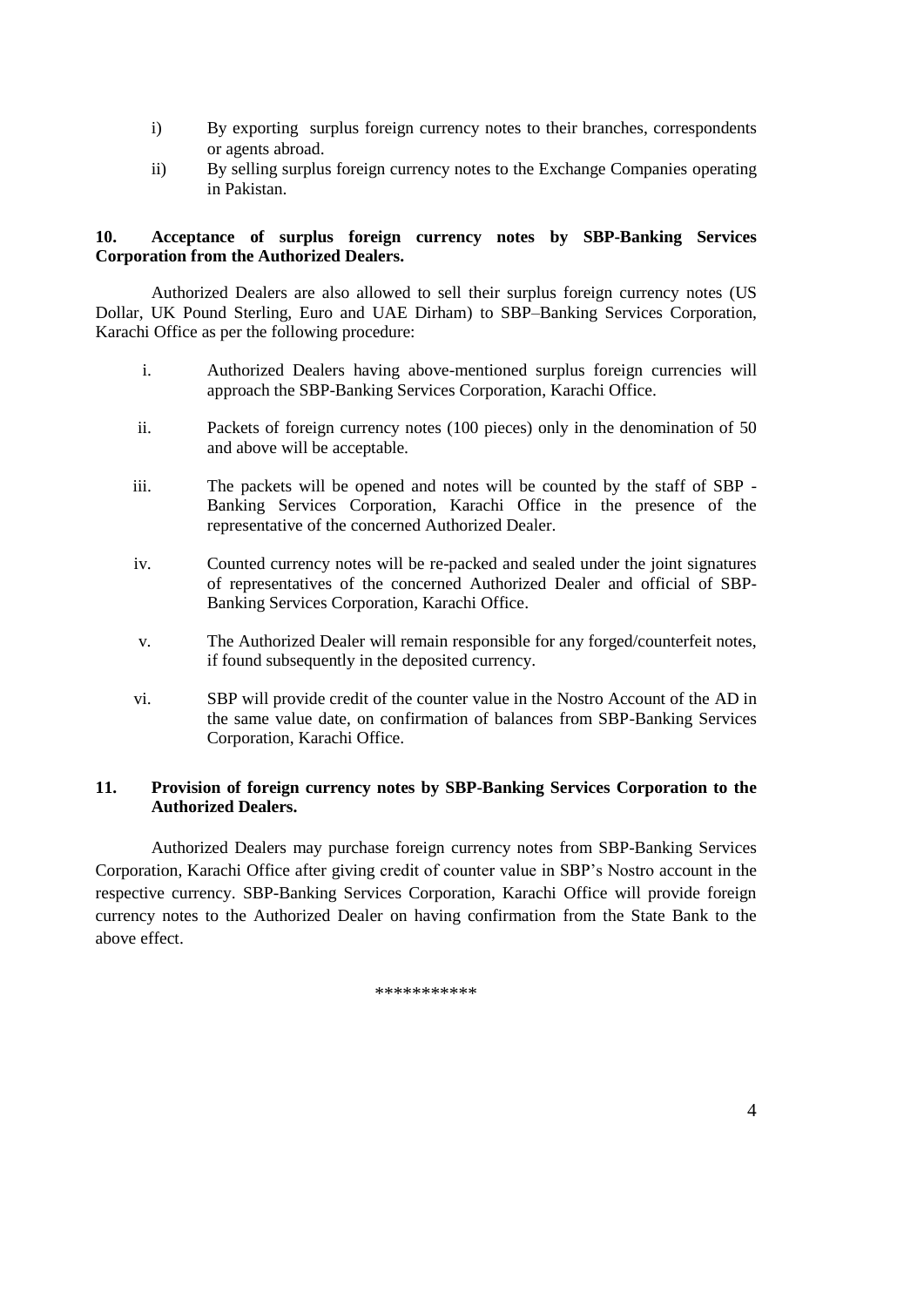i) By exporting surplus foreign currency notes to their branches, correspondents or agents abroad.

ii) By selling surplus foreign currency notes to the Exchange Companies operating in Pakistan.

**10. Acceptance of surplus foreign currency notes by SBP-Banking Services Corporation from the Authorized Dealers.**

Authorized Dealers are also allowed to sell their surplus foreign currency notes (US Dollar, UK Pound Sterling, Euro and UAE Dirham) to SBP–Banking Services Corporation, Karachi Office as per the following procedure:

i. Authorized Dealers having above-mentioned surplus foreign currencies will approach the SBP-Banking Services Corporation, Karachi Office.

ii. Packets of foreign currency notes (100 pieces) only in the denomination of 50 and above will be acceptable.

iii. The packets will be opened and notes will be counted by the staff of SBP - Banking Services Corporation, Karachi Office in the presence of the representative of the concerned Authorized Dealer.

iv. Counted currency notes will be re-packed and sealed under the joint signatures of representatives of the concerned Authorized Dealer and official of SBP-Banking Services Corporation, Karachi Office.

v. The Authorized Dealer will remain responsible for any forged/counterfeit notes, if found subsequently in the deposited currency.

vi. SBP will provide credit of the counter value in the Nostro Account of the AD in the same value date, on confirmation of balances from SBP-Banking Services Corporation, Karachi Office.

**11. Provision of foreign currency notes by SBP-Banking Services Corporation to the Authorized Dealers.**

Authorized Dealers may purchase foreign currency notes from SBP-Banking Services Corporation, Karachi Office after giving credit of counter value in SBP's Nostro account in the respective currency. SBP-Banking Services Corporation, Karachi Office will provide foreign currency notes to the Authorized Dealer on having confirmation from the State Bank to the above effect.

***********